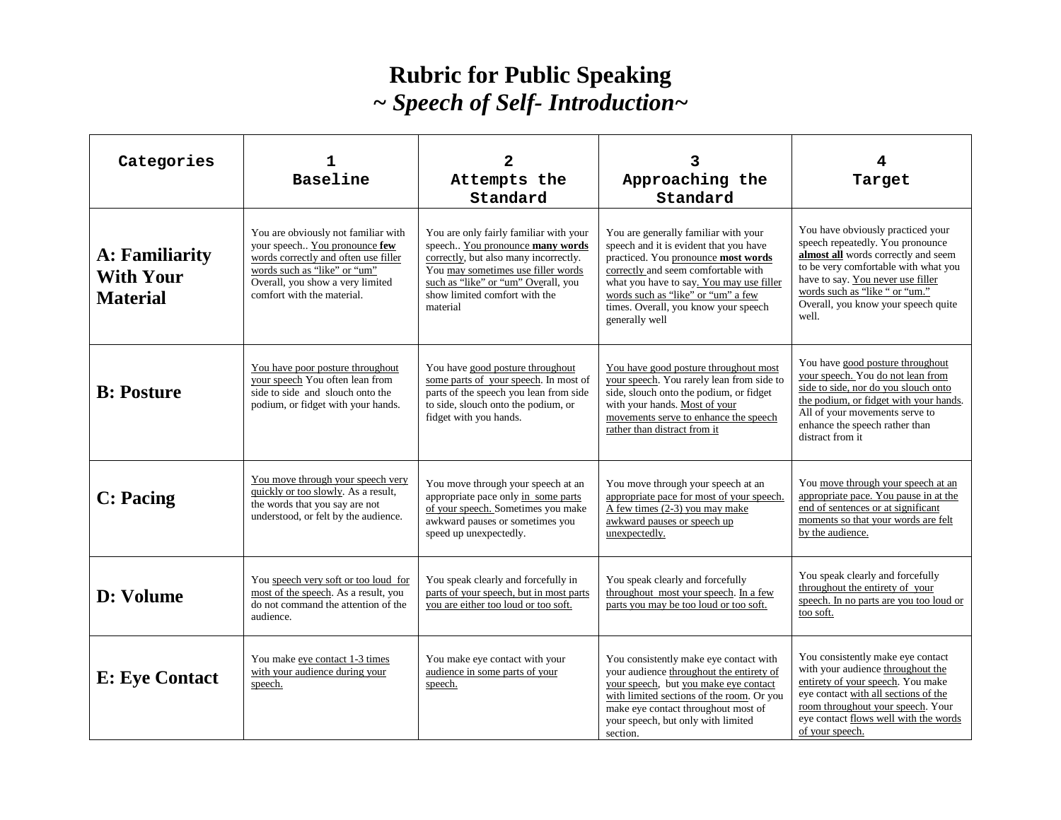# Rubric for Public Speaking

## *~ Speech of Self- Introduction~*

| Categories | 1<br>Baseline | 2<br>Attempts the Standard | 3<br>Approaching the Standard | 4<br>Target |
|---|---|---|---|---|
| **A: Familiarity With Your Material** | You are obviously not familiar with your speech.. You pronounce **few** words correctly and often use filler words such as "like" or "um" Overall, you show a very limited comfort with the material. | You are only fairly familiar with your speech.. You pronounce **many words** correctly, but also many incorrectly. You may sometimes use filler words such as "like" or "um" Overall, you show limited comfort with the material | You are generally familiar with your speech and it is evident that you have practiced. You pronounce **most words** correctly and seem comfortable with what you have to say. You may use filler words such as "like" or "um" a few times. Overall, you know your speech generally well | You have obviously practiced your speech repeatedly. You pronounce **almost all** words correctly and seem to be very comfortable with what you have to say. You never use filler words such as "like " or "um." Overall, you know your speech quite well. |
| **B: Posture** | You have poor posture throughout your speech You often lean from side to side and slouch onto the podium, or fidget with your hands. | You have good posture throughout some parts of your speech. In most of parts of the speech you lean from side to side, slouch onto the podium, or fidget with you hands. | You have good posture throughout most your speech. You rarely lean from side to side, slouch onto the podium, or fidget with your hands. Most of your movements serve to enhance the speech rather than distract from it | You have good posture throughout your speech. You do not lean from side to side, nor do you slouch onto the podium, or fidget with your hands. All of your movements serve to enhance the speech rather than distract from it |
| **C: Pacing** | You move through your speech very quickly or too slowly. As a result, the words that you say are not understood, or felt by the audience. | You move through your speech at an appropriate pace only in some parts of your speech. Sometimes you make awkward pauses or sometimes you speed up unexpectedly. | You move through your speech at an appropriate pace for most of your speech. A few times (2-3) you may make awkward pauses or speech up unexpectedly. | You move through your speech at an appropriate pace. You pause in at the end of sentences or at significant moments so that your words are felt by the audience. |
| **D: Volume** | You speech very soft or too loud for most of the speech. As a result, you do not command the attention of the audience. | You speak clearly and forcefully in parts of your speech, but in most parts you are either too loud or too soft. | You speak clearly and forcefully throughout most your speech. In a few parts you may be too loud or too soft. | You speak clearly and forcefully throughout the entirety of your speech. In no parts are you too loud or too soft. |
| **E: Eye Contact** | You make eye contact 1-3 times with your audience during your speech. | You make eye contact with your audience in some parts of your speech. | You consistently make eye contact with your audience throughout the entirety of your speech, but you make eye contact with limited sections of the room. Or you make eye contact throughout most of your speech, but only with limited section. | You consistently make eye contact with your audience throughout the entirety of your speech. You make eye contact with all sections of the room throughout your speech. Your eye contact flows well with the words of your speech. |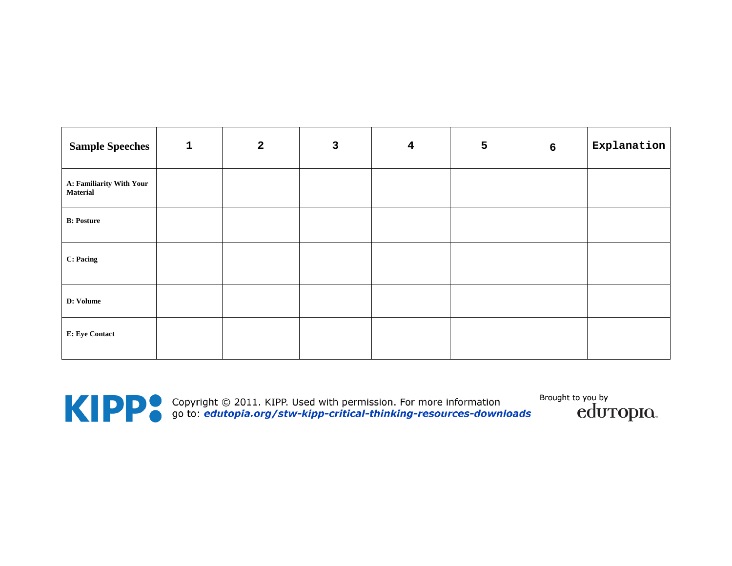| Sample Speeches | 1 | 2 | 3 | 4 | 5 | 6 | Explanation |
|---|---|---|---|---|---|---|---|
| **A: Familiarity With Your Material** | | | | | | | |
| **B: Posture** | | | | | | | |
| **C: Pacing** | | | | | | | |
| **D: Volume** | | | | | | | |
| **E: Eye Contact** | | | | | | | |

KIPP Copyright © 2011. KIPP. Used with permission. For more information go to: ***edutopia.org/stw-kipp-critical-thinking-resources-downloads***

Brought to you by edutopia